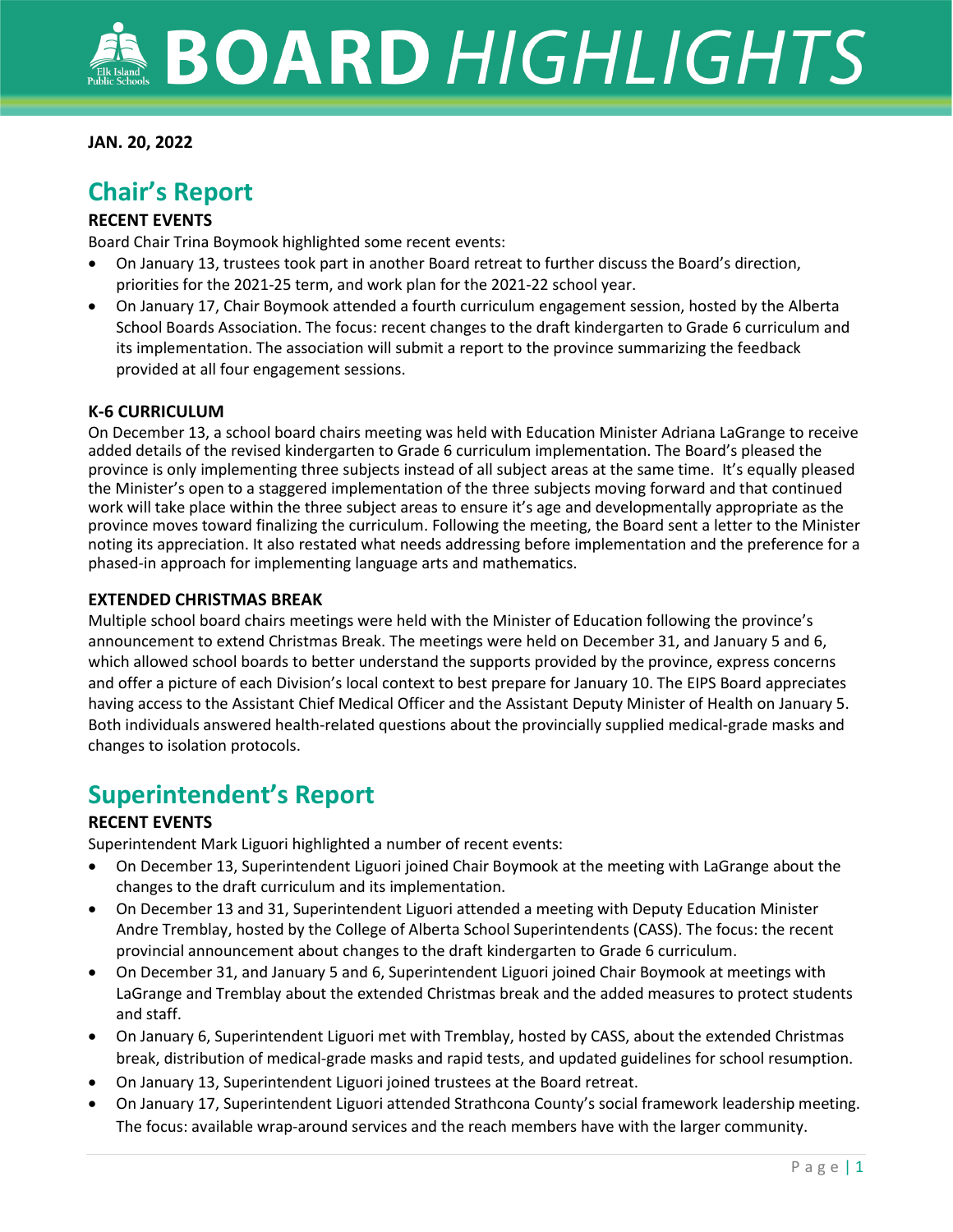# BOARD HIGHLIGHTS

**JAN. 20, 2022**

## Chair's Report

### RECENT EVENTS

Board Chair Trina Boymook highlighted some recent events:

- On January 13, trustees took part in another Board retreat to further discuss the Board's direction, priorities for the 2021-25 term, and work plan for the 2021-22 school year.
- On January 17, Chair Boymook attended a fourth curriculum engagement session, hosted by the Alberta School Boards Association. The focus: recent changes to the draft kindergarten to Grade 6 curriculum and its implementation. The association will submit a report to the province summarizing the feedback provided at all four engagement sessions.

### K-6 CURRICULUM

On December 13, a school board chairs meeting was held with Education Minister Adriana LaGrange to receive added details of the revised kindergarten to Grade 6 curriculum implementation. The Board's pleased the province is only implementing three subjects instead of all subject areas at the same time. It's equally pleased the Minister's open to a staggered implementation of the three subjects moving forward and that continued work will take place within the three subject areas to ensure it's age and developmentally appropriate as the province moves toward finalizing the curriculum. Following the meeting, the Board sent a letter to the Minister noting its appreciation. It also restated what needs addressing before implementation and the preference for a phased-in approach for implementing language arts and mathematics.

### EXTENDED CHRISTMAS BREAK

Multiple school board chairs meetings were held with the Minister of Education following the province's announcement to extend Christmas Break. The meetings were held on December 31, and January 5 and 6, which allowed school boards to better understand the supports provided by the province, express concerns and offer a picture of each Division's local context to best prepare for January 10. The EIPS Board appreciates having access to the Assistant Chief Medical Officer and the Assistant Deputy Minister of Health on January 5. Both individuals answered health-related questions about the provincially supplied medical-grade masks and changes to isolation protocols.

## Superintendent's Report

### RECENT EVENTS

Superintendent Mark Liguori highlighted a number of recent events:

- On December 13, Superintendent Liguori joined Chair Boymook at the meeting with LaGrange about the changes to the draft curriculum and its implementation.
- On December 13 and 31, Superintendent Liguori attended a meeting with Deputy Education Minister Andre Tremblay, hosted by the College of Alberta School Superintendents (CASS). The focus: the recent provincial announcement about changes to the draft kindergarten to Grade 6 curriculum.
- On December 31, and January 5 and 6, Superintendent Liguori joined Chair Boymook at meetings with LaGrange and Tremblay about the extended Christmas break and the added measures to protect students and staff.
- On January 6, Superintendent Liguori met with Tremblay, hosted by CASS, about the extended Christmas break, distribution of medical-grade masks and rapid tests, and updated guidelines for school resumption.
- On January 13, Superintendent Liguori joined trustees at the Board retreat.
- On January 17, Superintendent Liguori attended Strathcona County's social framework leadership meeting. The focus: available wrap-around services and the reach members have with the larger community.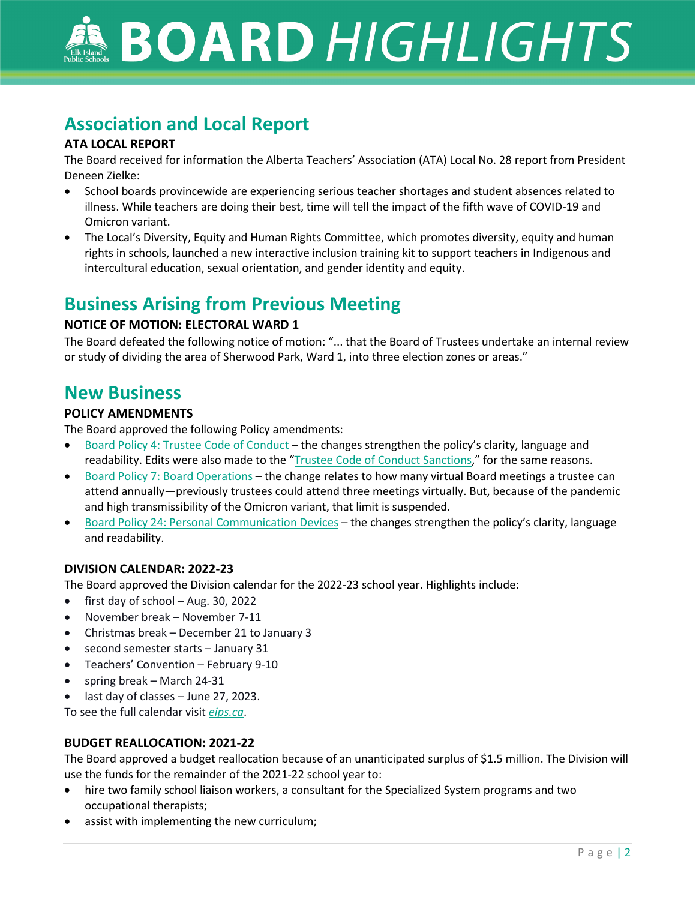## Association and Local Report

**ATA LOCAL REPORT**

The Board received for information the Alberta Teachers' Association (ATA) Local No. 28 report from President Deneen Zielke:

- School boards provincewide are experiencing serious teacher shortages and student absences related to illness. While teachers are doing their best, time will tell the impact of the fifth wave of COVID-19 and Omicron variant.
- The Local's Diversity, Equity and Human Rights Committee, which promotes diversity, equity and human rights in schools, launched a new interactive inclusion training kit to support teachers in Indigenous and intercultural education, sexual orientation, and gender identity and equity.

## Business Arising from Previous Meeting

**NOTICE OF MOTION: ELECTORAL WARD 1**

The Board defeated the following notice of motion: "... that the Board of Trustees undertake an internal review or study of dividing the area of Sherwood Park, Ward 1, into three election zones or areas."

## New Business

**POLICY AMENDMENTS**

The Board approved the following Policy amendments:

- Board Policy 4: Trustee Code of Conduct – the changes strengthen the policy's clarity, language and readability. Edits were also made to the "Trustee Code of Conduct Sanctions," for the same reasons.
- Board Policy 7: Board Operations – the change relates to how many virtual Board meetings a trustee can attend annually—previously trustees could attend three meetings virtually. But, because of the pandemic and high transmissibility of the Omicron variant, that limit is suspended.
- Board Policy 24: Personal Communication Devices – the changes strengthen the policy's clarity, language and readability.

**DIVISION CALENDAR: 2022-23**

The Board approved the Division calendar for the 2022-23 school year. Highlights include:

- first day of school – Aug. 30, 2022
- November break – November 7-11
- Christmas break – December 21 to January 3
- second semester starts – January 31
- Teachers' Convention – February 9-10
- spring break – March 24-31
- last day of classes – June 27, 2023.

To see the full calendar visit *eips.ca*.

**BUDGET REALLOCATION: 2021-22**

The Board approved a budget reallocation because of an unanticipated surplus of $1.5 million. The Division will use the funds for the remainder of the 2021-22 school year to:

- hire two family school liaison workers, a consultant for the Specialized System programs and two occupational therapists;
- assist with implementing the new curriculum;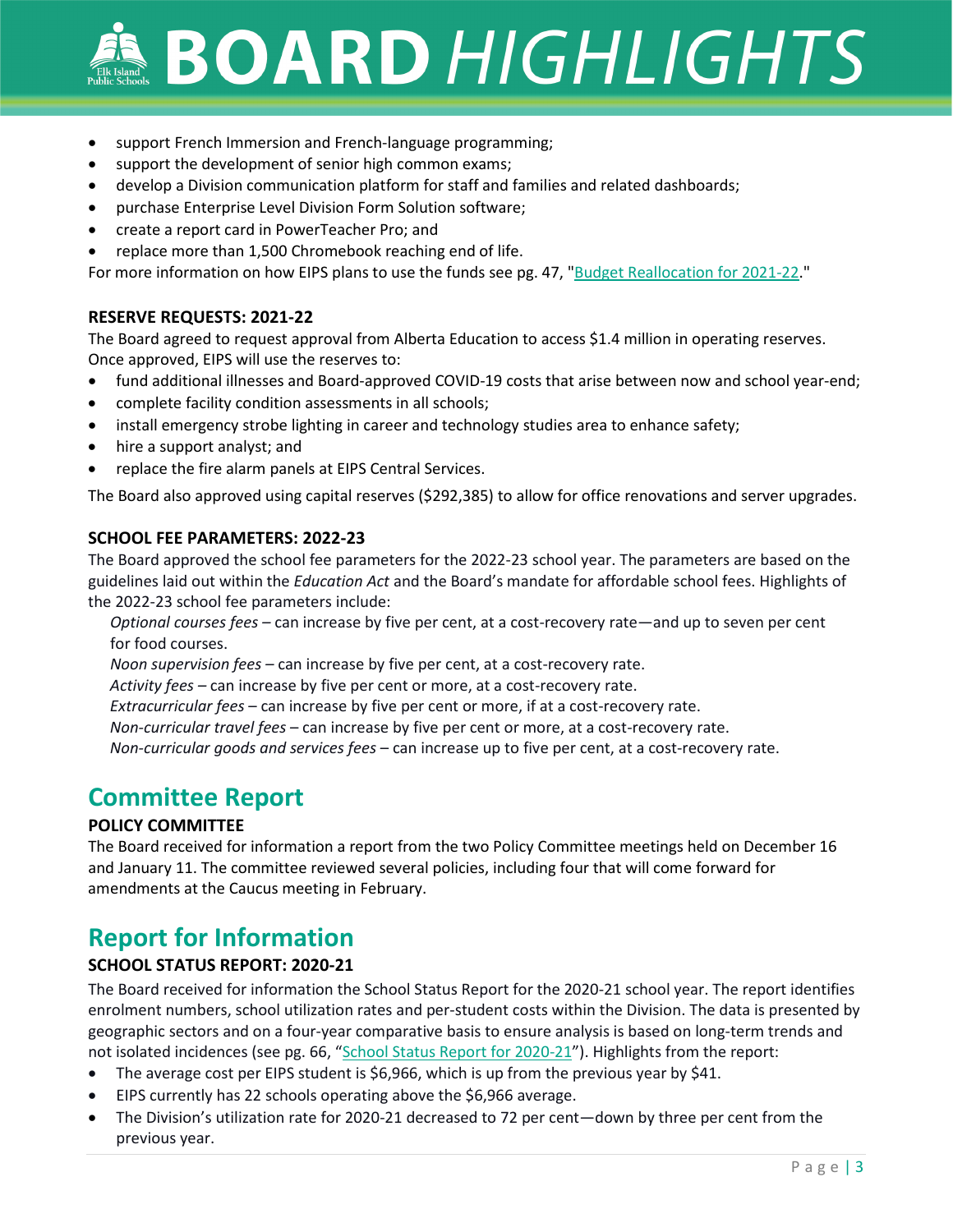- support French Immersion and French-language programming;
- support the development of senior high common exams;
- develop a Division communication platform for staff and families and related dashboards;
- purchase Enterprise Level Division Form Solution software;
- create a report card in PowerTeacher Pro; and
- replace more than 1,500 Chromebook reaching end of life.

For more information on how EIPS plans to use the funds see pg. 47, "Budget Reallocation for 2021-22."

**RESERVE REQUESTS: 2021-22**

The Board agreed to request approval from Alberta Education to access $1.4 million in operating reserves. Once approved, EIPS will use the reserves to:

- fund additional illnesses and Board-approved COVID-19 costs that arise between now and school year-end;
- complete facility condition assessments in all schools;
- install emergency strobe lighting in career and technology studies area to enhance safety;
- hire a support analyst; and
- replace the fire alarm panels at EIPS Central Services.

The Board also approved using capital reserves ($292,385) to allow for office renovations and server upgrades.

**SCHOOL FEE PARAMETERS: 2022-23**

The Board approved the school fee parameters for the 2022-23 school year. The parameters are based on the guidelines laid out within the *Education Act* and the Board's mandate for affordable school fees. Highlights of the 2022-23 school fee parameters include:

*Optional courses fees* – can increase by five per cent, at a cost-recovery rate—and up to seven per cent for food courses.

*Noon supervision fees* – can increase by five per cent, at a cost-recovery rate.

*Activity fees* – can increase by five per cent or more, at a cost-recovery rate.

*Extracurricular fees* – can increase by five per cent or more, if at a cost-recovery rate.

*Non-curricular travel fees* – can increase by five per cent or more, at a cost-recovery rate.

*Non-curricular goods and services fees* – can increase up to five per cent, at a cost-recovery rate.

## Committee Report

**POLICY COMMITTEE**

The Board received for information a report from the two Policy Committee meetings held on December 16 and January 11. The committee reviewed several policies, including four that will come forward for amendments at the Caucus meeting in February.

## Report for Information

**SCHOOL STATUS REPORT: 2020-21**

The Board received for information the School Status Report for the 2020-21 school year. The report identifies enrolment numbers, school utilization rates and per-student costs within the Division. The data is presented by geographic sectors and on a four-year comparative basis to ensure analysis is based on long-term trends and not isolated incidences (see pg. 66, "School Status Report for 2020-21"). Highlights from the report:

- The average cost per EIPS student is $6,966, which is up from the previous year by $41.
- EIPS currently has 22 schools operating above the $6,966 average.
- The Division's utilization rate for 2020-21 decreased to 72 per cent—down by three per cent from the previous year.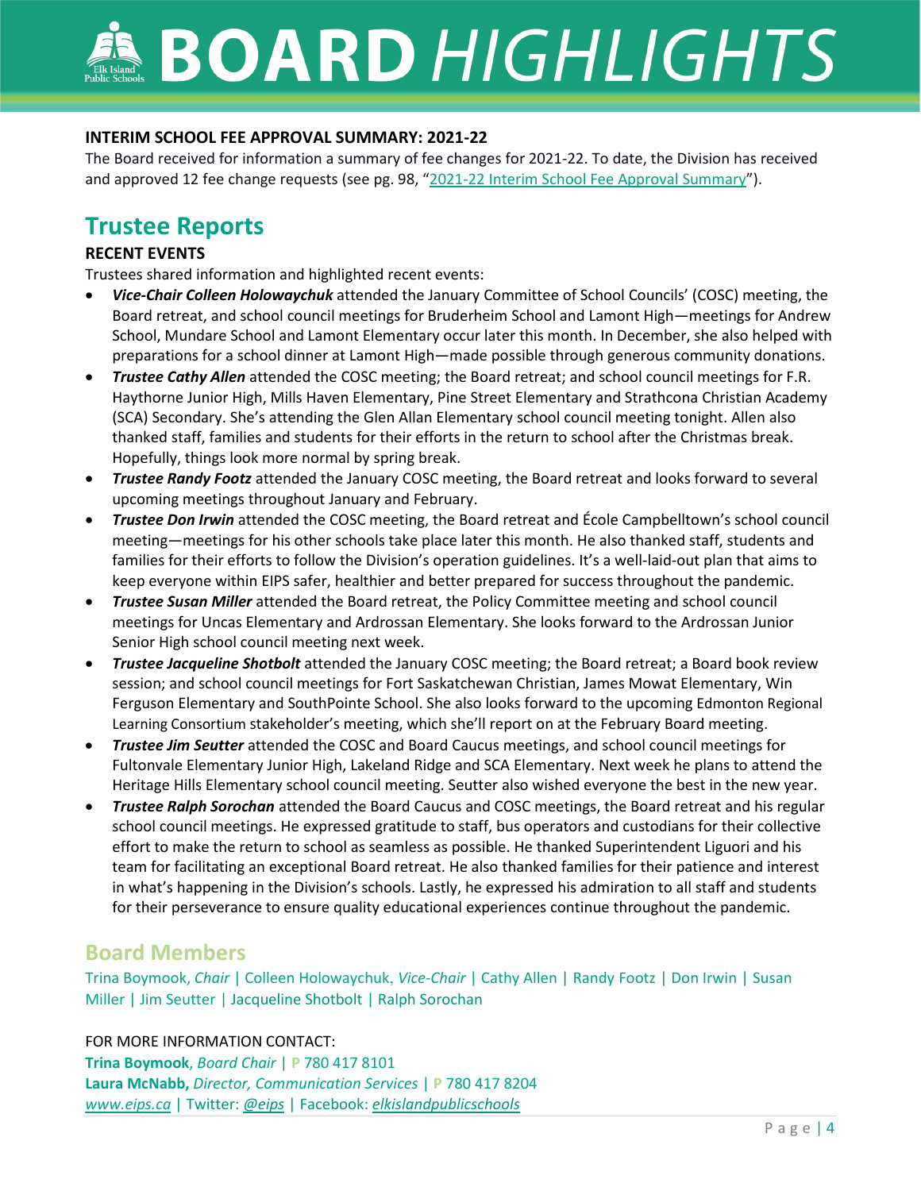# BOARD *HIGHLIGHTS*

**INTERIM SCHOOL FEE APPROVAL SUMMARY: 2021-22**

The Board received for information a summary of fee changes for 2021-22. To date, the Division has received and approved 12 fee change requests (see pg. 98, "2021-22 Interim School Fee Approval Summary").

## Trustee Reports

**RECENT EVENTS**

Trustees shared information and highlighted recent events:

- ***Vice-Chair Colleen Holowaychuk*** attended the January Committee of School Councils' (COSC) meeting, the Board retreat, and school council meetings for Bruderheim School and Lamont High—meetings for Andrew School, Mundare School and Lamont Elementary occur later this month. In December, she also helped with preparations for a school dinner at Lamont High—made possible through generous community donations.
- ***Trustee Cathy Allen*** attended the COSC meeting; the Board retreat; and school council meetings for F.R. Haythorne Junior High, Mills Haven Elementary, Pine Street Elementary and Strathcona Christian Academy (SCA) Secondary. She's attending the Glen Allan Elementary school council meeting tonight. Allen also thanked staff, families and students for their efforts in the return to school after the Christmas break. Hopefully, things look more normal by spring break.
- ***Trustee Randy Footz*** attended the January COSC meeting, the Board retreat and looks forward to several upcoming meetings throughout January and February.
- ***Trustee Don Irwin*** attended the COSC meeting, the Board retreat and École Campbelltown's school council meeting—meetings for his other schools take place later this month. He also thanked staff, students and families for their efforts to follow the Division's operation guidelines. It's a well-laid-out plan that aims to keep everyone within EIPS safer, healthier and better prepared for success throughout the pandemic.
- ***Trustee Susan Miller*** attended the Board retreat, the Policy Committee meeting and school council meetings for Uncas Elementary and Ardrossan Elementary. She looks forward to the Ardrossan Junior Senior High school council meeting next week.
- ***Trustee Jacqueline Shotbolt*** attended the January COSC meeting; the Board retreat; a Board book review session; and school council meetings for Fort Saskatchewan Christian, James Mowat Elementary, Win Ferguson Elementary and SouthPointe School. She also looks forward to the upcoming Edmonton Regional Learning Consortium stakeholder's meeting, which she'll report on at the February Board meeting.
- ***Trustee Jim Seutter*** attended the COSC and Board Caucus meetings, and school council meetings for Fultonvale Elementary Junior High, Lakeland Ridge and SCA Elementary. Next week he plans to attend the Heritage Hills Elementary school council meeting. Seutter also wished everyone the best in the new year.
- ***Trustee Ralph Sorochan*** attended the Board Caucus and COSC meetings, the Board retreat and his regular school council meetings. He expressed gratitude to staff, bus operators and custodians for their collective effort to make the return to school as seamless as possible. He thanked Superintendent Liguori and his team for facilitating an exceptional Board retreat. He also thanked families for their patience and interest in what's happening in the Division's schools. Lastly, he expressed his admiration to all staff and students for their perseverance to ensure quality educational experiences continue throughout the pandemic.

## Board Members

Trina Boymook, *Chair* | Colleen Holowaychuk, *Vice-Chair* | Cathy Allen | Randy Footz | Don Irwin | Susan Miller | Jim Seutter | Jacqueline Shotbolt | Ralph Sorochan

FOR MORE INFORMATION CONTACT:

**Trina Boymook**, *Board Chair* | **P** 780 417 8101

**Laura McNabb,** *Director, Communication Services* | **P** 780 417 8204

*www.eips.ca* | Twitter: *@eips* | Facebook: *elkislandpublicschools*